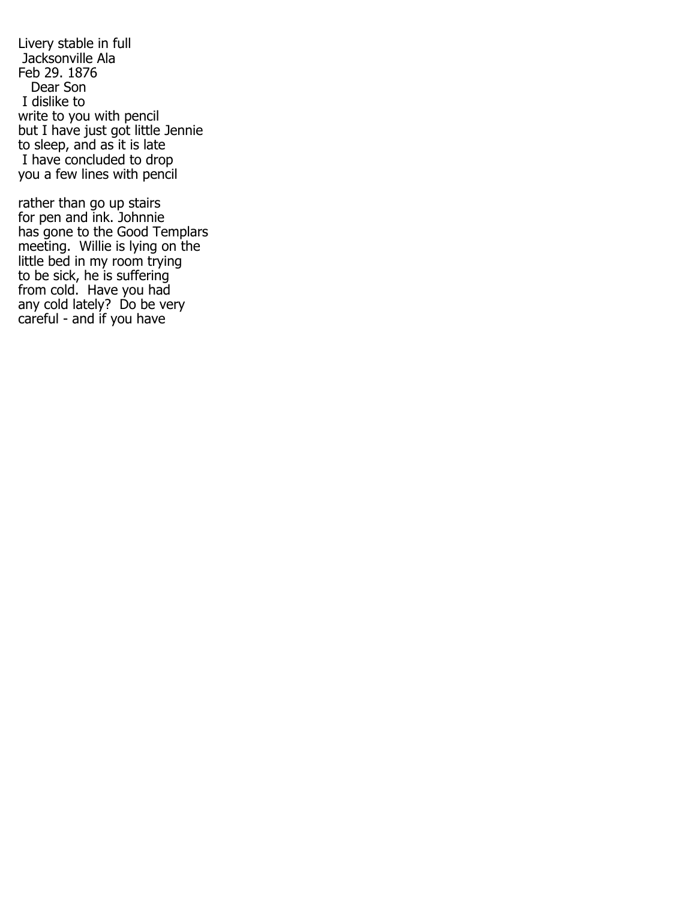Livery stable in full
Jacksonville Ala
Feb 29. 1876

Dear Son

I dislike to
write to you with pencil
but I have just got little Jennie
to sleep, and as it is late
I have concluded to drop
you a few lines with pencil

rather than go up stairs
for pen and ink. Johnnie
has gone to the Good Templars
meeting. Willie is lying on the
little bed in my room trying
to be sick, he is suffering
from cold. Have you had
any cold lately? Do be very
careful - and if you have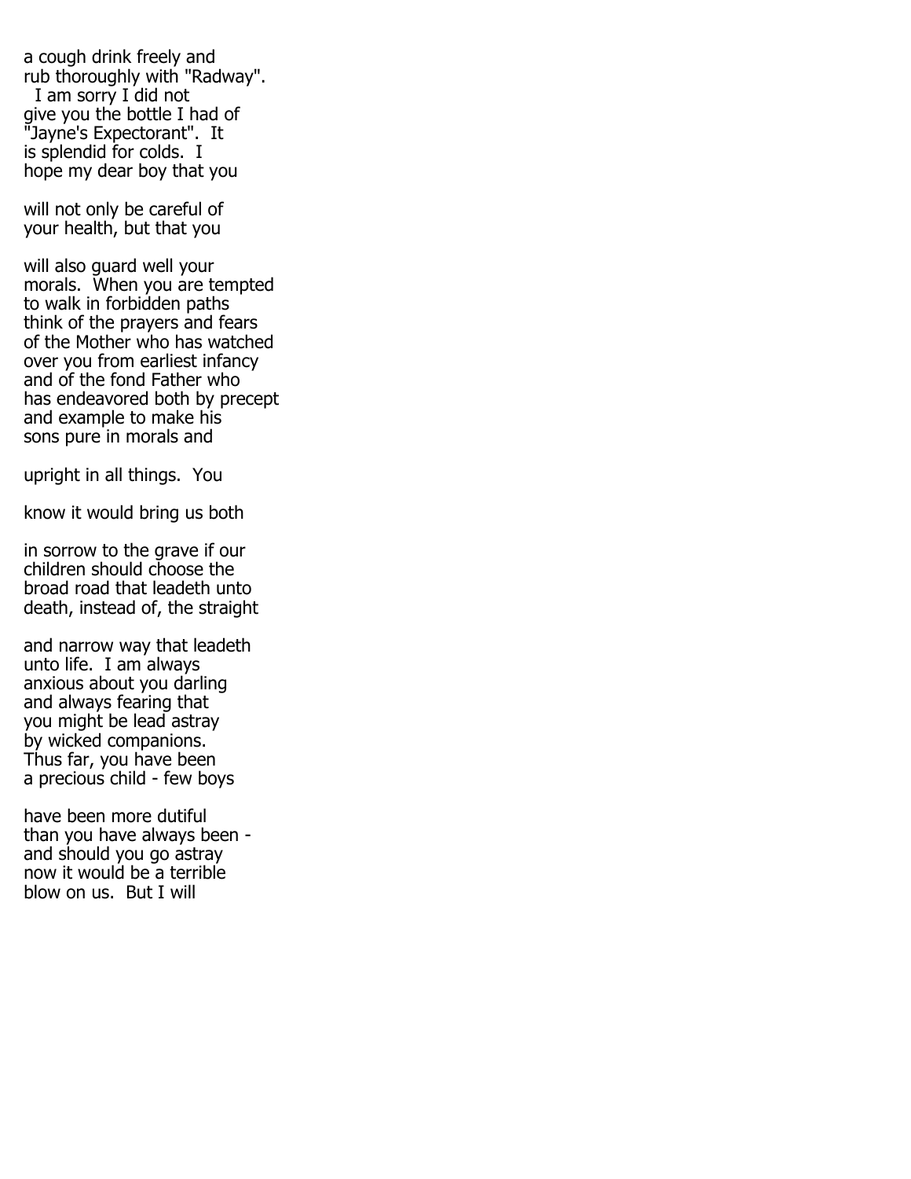a cough drink freely and
rub thoroughly with "Radway".
I am sorry I did not
give you the bottle I had of
"Jayne's Expectorant". It
is splendid for colds. I
hope my dear boy that you

will not only be careful of
your health, but that you

will also guard well your
morals. When you are tempted
to walk in forbidden paths
think of the prayers and fears
of the Mother who has watched
over you from earliest infancy
and of the fond Father who
has endeavored both by precept
and example to make his
sons pure in morals and

upright in all things. You

know it would bring us both

in sorrow to the grave if our
children should choose the
broad road that leadeth unto
death, instead of, the straight

and narrow way that leadeth
unto life. I am always
anxious about you darling
and always fearing that
you might be lead astray
by wicked companions.
Thus far, you have been
a precious child - few boys

have been more dutiful
than you have always been -
and should you go astray
now it would be a terrible
blow on us. But I will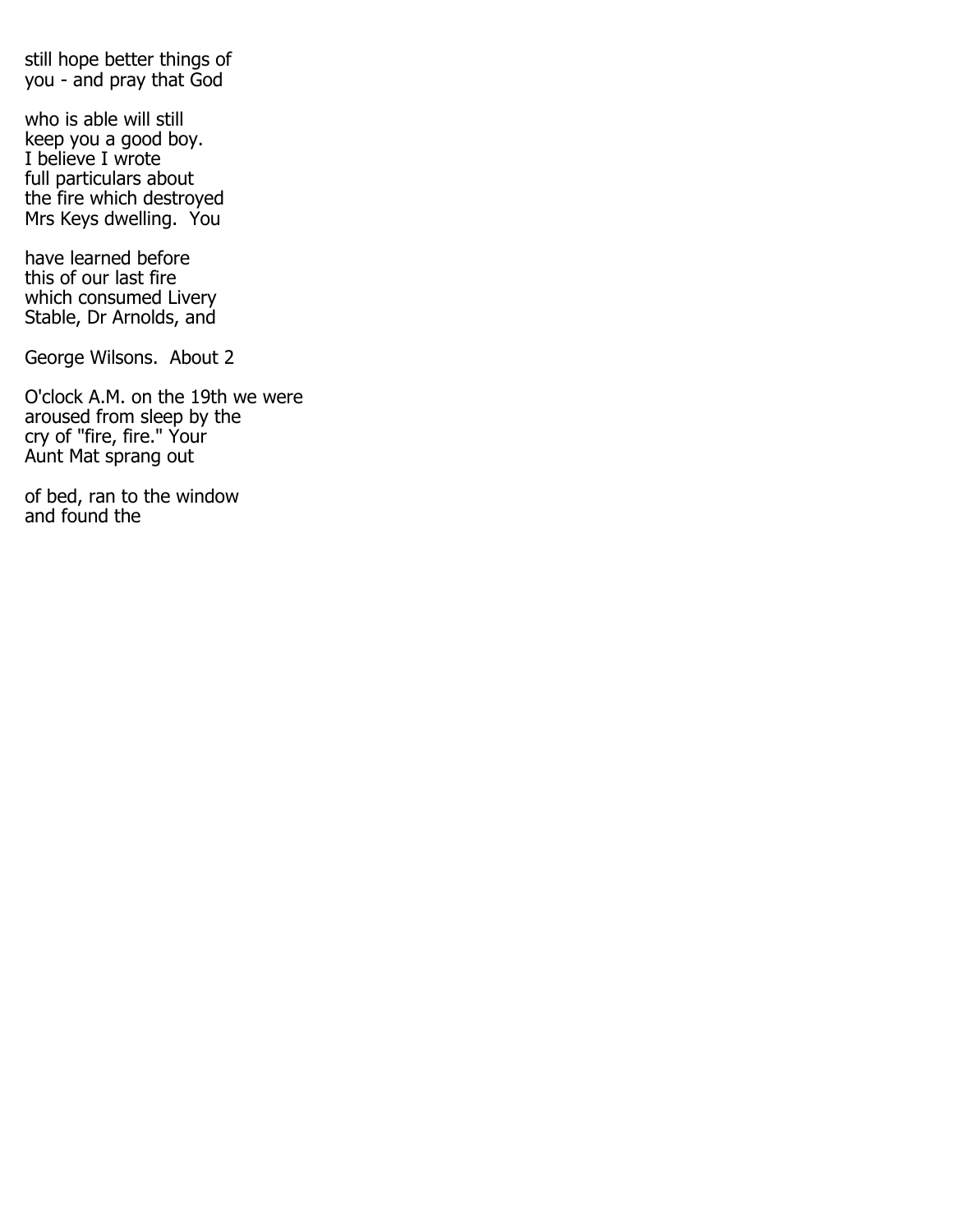still hope better things of
you - and pray that God

who is able will still
keep you a good boy.
I believe I wrote
full particulars about
the fire which destroyed
Mrs Keys dwelling.  You

have learned before
this of our last fire
which consumed Livery
Stable, Dr Arnolds, and

George Wilsons.  About 2

O'clock A.M. on the 19th we were
aroused from sleep by the
cry of "fire, fire." Your
Aunt Mat sprang out

of bed, ran to the window
and found the